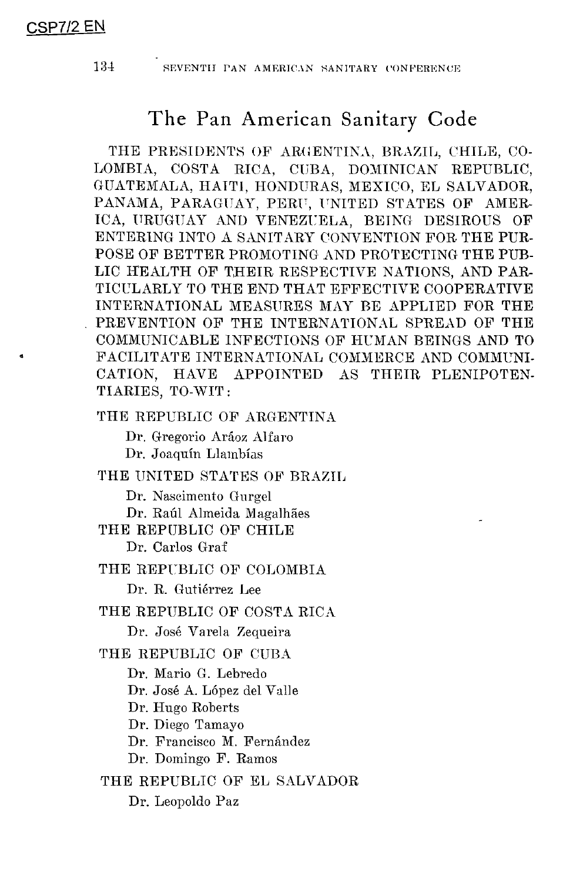# The Pan American Sanitary Code

THE PRESIDENTS OF ARGENTINA, BRAZIL, CHILE, COLOMBIA, COSTA RICA, CUBA, DOMINICAN REPUBLIC, GUATEMALA, HAITI, HONDURAS, MEXICO, EL SALVADOR, PANAMA, PARAGUAY, PERU, UNITED STATES OF AMERICA, URUGUAY AND VENEZUELA, BEING DESIROUS OF ENTERING INTO A SANITARY CONVENTION FOR THE PURPOSE OF BETTER PROMOTING AND PROTECTING THE PUBLIC HEALTH OF THEIR RESPECTIVE NATIONS, AND PARTICULARLY TO THE END THAT EFFECTIVE COOPERATIVE INTERNATIONAL MEASURES MAY BE APPLIED FOR THE PREVENTION OF THE INTERNATIONAL SPREAD OF THE COMMUNICABLE INFECTIONS OF HUMAN BEINGS AND TO FACILITATE INTERNATIONAL COMMERCE AND COMMUNICATION, HAVE APPOINTED AS THEIR PLENIPOTENTIARIES, TO-WIT:

THE REPUBLIC OF ARGENTINA

Dr. Gregorio Aráoz Alfaro
Dr. Joaquín Llambías

THE UNITED STATES OF BRAZIL

Dr. Nascimento Gurgel
Dr. Raúl Almeida Magalhães

THE REPUBLIC OF CHILE

Dr. Carlos Graf

THE REPUBLIC OF COLOMBIA

Dr. R. Gutiérrez Lee

THE REPUBLIC OF COSTA RICA

Dr. José Varela Zequeira

THE REPUBLIC OF CUBA

Dr. Mario G. Lebredo
Dr. José A. López del Valle
Dr. Hugo Roberts
Dr. Diego Tamayo
Dr. Francisco M. Fernández
Dr. Domingo F. Ramos

THE REPUBLIC OF EL SALVADOR

Dr. Leopoldo Paz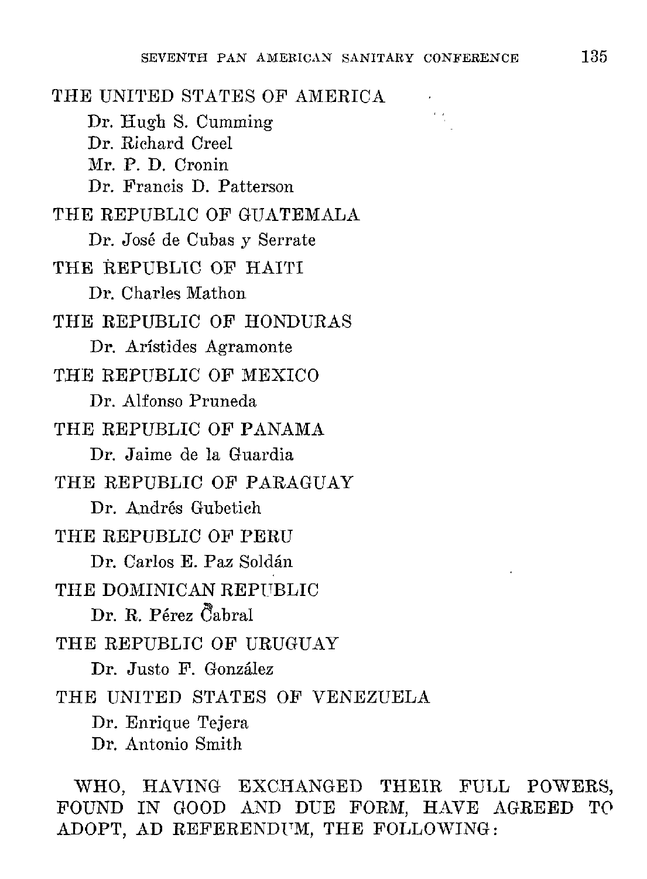THE UNITED STATES OF AMERICA

Dr. Hugh S. Cumming
Dr. Richard Creel
Mr. P. D. Cronin
Dr. Francis D. Patterson

THE REPUBLIC OF GUATEMALA

Dr. José de Cubas y Serrate

THE REPUBLIC OF HAITI

Dr. Charles Mathon

THE REPUBLIC OF HONDURAS

Dr. Arístides Agramonte

THE REPUBLIC OF MEXICO

Dr. Alfonso Pruneda

THE REPUBLIC OF PANAMA

Dr. Jaime de la Guardia

THE REPUBLIC OF PARAGUAY

Dr. Andrés Gubetich

THE REPUBLIC OF PERU

Dr. Carlos E. Paz Soldán

THE DOMINICAN REPUBLIC

Dr. R. Pérez Cabral

THE REPUBLIC OF URUGUAY

Dr. Justo F. González

THE UNITED STATES OF VENEZUELA

Dr. Enrique Tejera
Dr. Antonio Smith

WHO, HAVING EXCHANGED THEIR FULL POWERS, FOUND IN GOOD AND DUE FORM, HAVE AGREED TO ADOPT, AD REFERENDUM, THE FOLLOWING: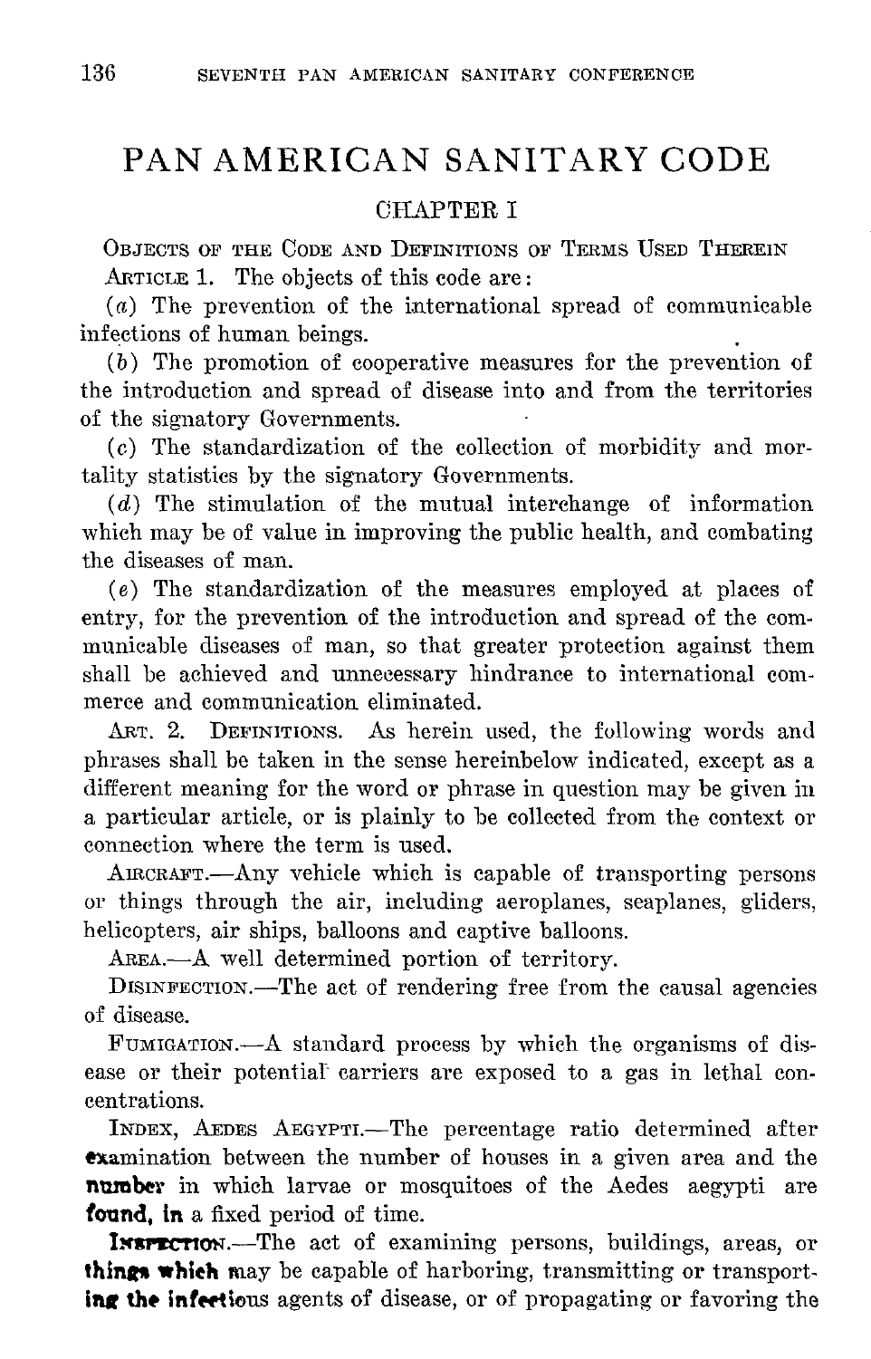# PAN AMERICAN SANITARY CODE

## CHAPTER I

### OBJECTS OF THE CODE AND DEFINITIONS OF TERMS USED THEREIN

ARTICLE 1. The objects of this code are:

(*a*) The prevention of the international spread of communicable infections of human beings.

(*b*) The promotion of cooperative measures for the prevention of the introduction and spread of disease into and from the territories of the signatory Governments.

(*c*) The standardization of the collection of morbidity and mortality statistics by the signatory Governments.

(*d*) The stimulation of the mutual interchange of information which may be of value in improving the public health, and combating the diseases of man.

(*e*) The standardization of the measures employed at places of entry, for the prevention of the introduction and spread of the communicable diseases of man, so that greater protection against them shall be achieved and unnecessary hindrance to international commerce and communication eliminated.

ART. 2. DEFINITIONS. As herein used, the following words and phrases shall be taken in the sense hereinbelow indicated, except as a different meaning for the word or phrase in question may be given in a particular article, or is plainly to be collected from the context or connection where the term is used.

AIRCRAFT.—Any vehicle which is capable of transporting persons or things through the air, including aeroplanes, seaplanes, gliders, helicopters, air ships, balloons and captive balloons.

AREA.—A well determined portion of territory.

DISINFECTION.—The act of rendering free from the causal agencies of disease.

FUMIGATION.—A standard process by which the organisms of disease or their potential carriers are exposed to a gas in lethal concentrations.

INDEX, AEDES AEGYPTI.—The percentage ratio determined after examination between the number of houses in a given area and the number in which larvae or mosquitoes of the Aedes aegypti are found, in a fixed period of time.

INSPECTION.—The act of examining persons, buildings, areas, or things which may be capable of harboring, transmitting or transporting the infectious agents of disease, or of propagating or favoring the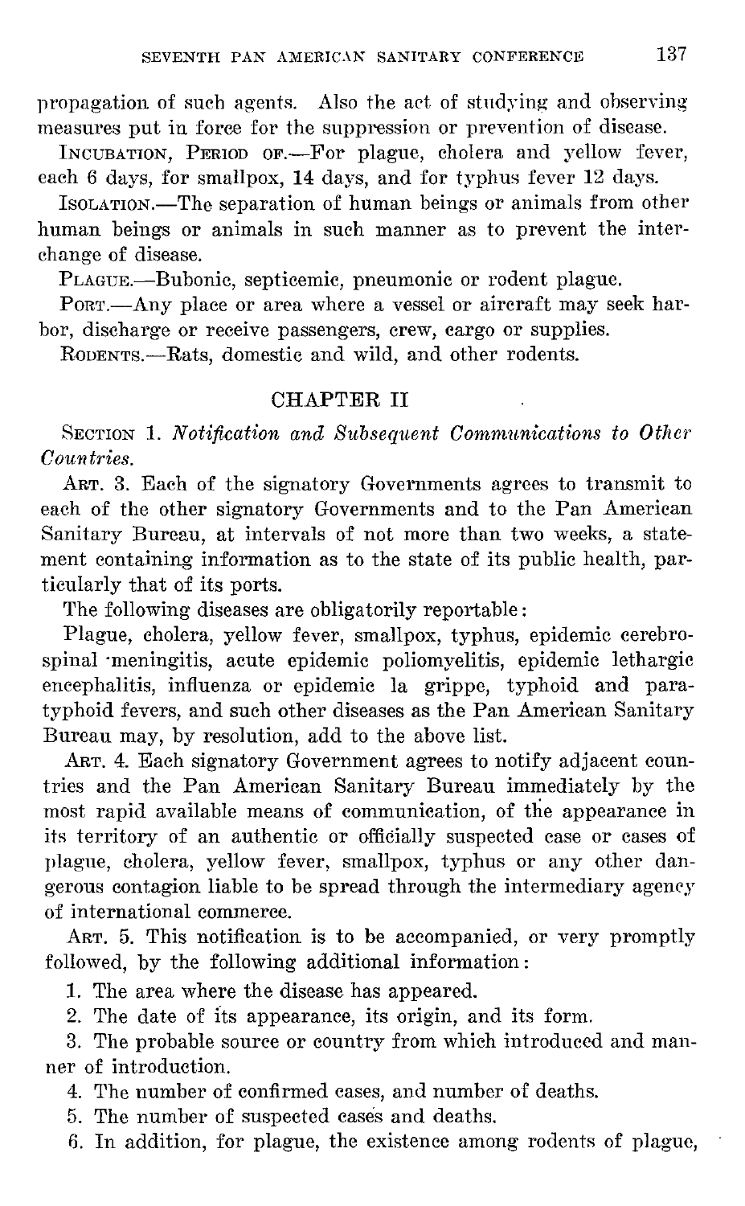propagation of such agents. Also the act of studying and observing measures put in force for the suppression or prevention of disease.

INCUBATION, PERIOD OF.—For plague, cholera and yellow fever, each 6 days, for smallpox, 14 days, and for typhus fever 12 days.

ISOLATION.—The separation of human beings or animals from other human beings or animals in such manner as to prevent the interchange of disease.

PLAGUE.—Bubonic, septicemic, pneumonic or rodent plague.

PORT.—Any place or area where a vessel or aircraft may seek harbor, discharge or receive passengers, crew, cargo or supplies.

RODENTS.—Rats, domestic and wild, and other rodents.

## CHAPTER II

SECTION 1. *Notification and Subsequent Communications to Other Countries.*

ART. 3. Each of the signatory Governments agrees to transmit to each of the other signatory Governments and to the Pan American Sanitary Bureau, at intervals of not more than two weeks, a statement containing information as to the state of its public health, particularly that of its ports.

The following diseases are obligatorily reportable:

Plague, cholera, yellow fever, smallpox, typhus, epidemic cerebrospinal meningitis, acute epidemic poliomyelitis, epidemic lethargic encephalitis, influenza or epidemic la grippe, typhoid and paratyphoid fevers, and such other diseases as the Pan American Sanitary Bureau may, by resolution, add to the above list.

ART. 4. Each signatory Government agrees to notify adjacent countries and the Pan American Sanitary Bureau immediately by the most rapid available means of communication, of the appearance in its territory of an authentic or officially suspected case or cases of plague, cholera, yellow fever, smallpox, typhus or any other dangerous contagion liable to be spread through the intermediary agency of international commerce.

ART. 5. This notification is to be accompanied, or very promptly followed, by the following additional information:

1. The area where the disease has appeared.
2. The date of its appearance, its origin, and its form.
3. The probable source or country from which introduced and manner of introduction.
4. The number of confirmed cases, and number of deaths.
5. The number of suspected cases and deaths.
6. In addition, for plague, the existence among rodents of plague,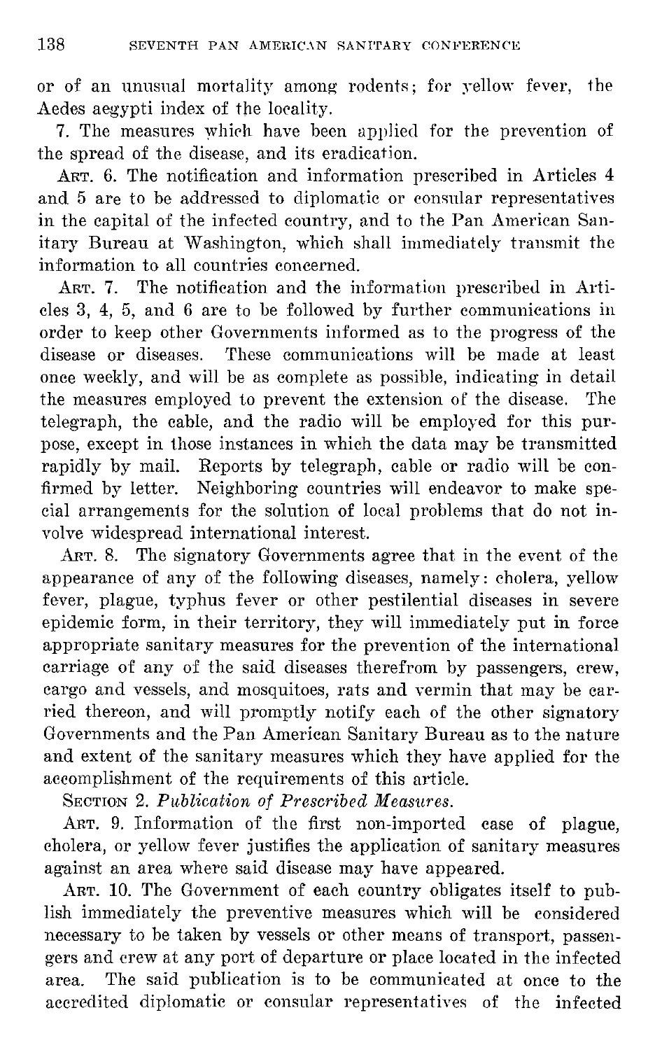or of an unusual mortality among rodents; for yellow fever, the Aedes aegypti index of the locality.

7. The measures which have been applied for the prevention of the spread of the disease, and its eradication.

ART. 6. The notification and information prescribed in Articles 4 and 5 are to be addressed to diplomatic or consular representatives in the capital of the infected country, and to the Pan American Sanitary Bureau at Washington, which shall immediately transmit the information to all countries concerned.

ART. 7. The notification and the information prescribed in Articles 3, 4, 5, and 6 are to be followed by further communications in order to keep other Governments informed as to the progress of the disease or diseases. These communications will be made at least once weekly, and will be as complete as possible, indicating in detail the measures employed to prevent the extension of the disease. The telegraph, the cable, and the radio will be employed for this purpose, except in those instances in which the data may be transmitted rapidly by mail. Reports by telegraph, cable or radio will be confirmed by letter. Neighboring countries will endeavor to make special arrangements for the solution of local problems that do not involve widespread international interest.

ART. 8. The signatory Governments agree that in the event of the appearance of any of the following diseases, namely: cholera, yellow fever, plague, typhus fever or other pestilential diseases in severe epidemic form, in their territory, they will immediately put in force appropriate sanitary measures for the prevention of the international carriage of any of the said diseases therefrom by passengers, crew, cargo and vessels, and mosquitoes, rats and vermin that may be carried thereon, and will promptly notify each of the other signatory Governments and the Pan American Sanitary Bureau as to the nature and extent of the sanitary measures which they have applied for the accomplishment of the requirements of this article.

SECTION 2. *Publication of Prescribed Measures.*

ART. 9. Information of the first non-imported case of plague, cholera, or yellow fever justifies the application of sanitary measures against an area where said disease may have appeared.

ART. 10. The Government of each country obligates itself to publish immediately the preventive measures which will be considered necessary to be taken by vessels or other means of transport, passengers and crew at any port of departure or place located in the infected area. The said publication is to be communicated at once to the accredited diplomatic or consular representatives of the infected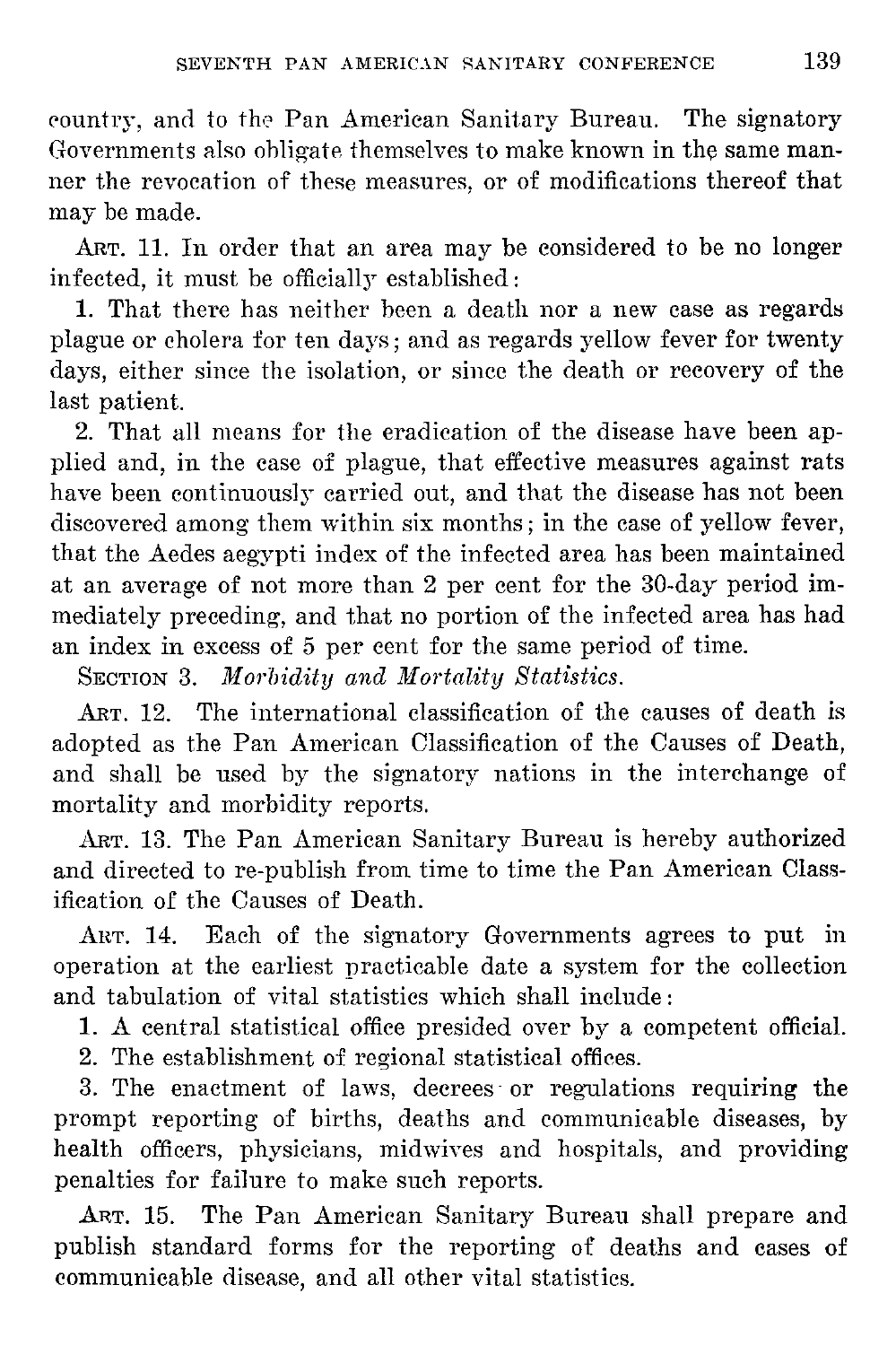country, and to the Pan American Sanitary Bureau. The signatory Governments also obligate themselves to make known in the same manner the revocation of these measures, or of modifications thereof that may be made.

ART. 11. In order that an area may be considered to be no longer infected, it must be officially established:

1. That there has neither been a death nor a new case as regards plague or cholera for ten days; and as regards yellow fever for twenty days, either since the isolation, or since the death or recovery of the last patient.

2. That all means for the eradication of the disease have been applied and, in the case of plague, that effective measures against rats have been continuously carried out, and that the disease has not been discovered among them within six months; in the case of yellow fever, that the Aedes aegypti index of the infected area has been maintained at an average of not more than 2 per cent for the 30-day period immediately preceding, and that no portion of the infected area has had an index in excess of 5 per cent for the same period of time.

SECTION 3. *Morbidity and Mortality Statistics.*

ART. 12. The international classification of the causes of death is adopted as the Pan American Classification of the Causes of Death, and shall be used by the signatory nations in the interchange of mortality and morbidity reports.

ART. 13. The Pan American Sanitary Bureau is hereby authorized and directed to re-publish from time to time the Pan American Classification of the Causes of Death.

ART. 14. Each of the signatory Governments agrees to put in operation at the earliest practicable date a system for the collection and tabulation of vital statistics which shall include:

1. A central statistical office presided over by a competent official.

2. The establishment of regional statistical offices.

3. The enactment of laws, decrees or regulations requiring the prompt reporting of births, deaths and communicable diseases, by health officers, physicians, midwives and hospitals, and providing penalties for failure to make such reports.

ART. 15. The Pan American Sanitary Bureau shall prepare and publish standard forms for the reporting of deaths and cases of communicable disease, and all other vital statistics.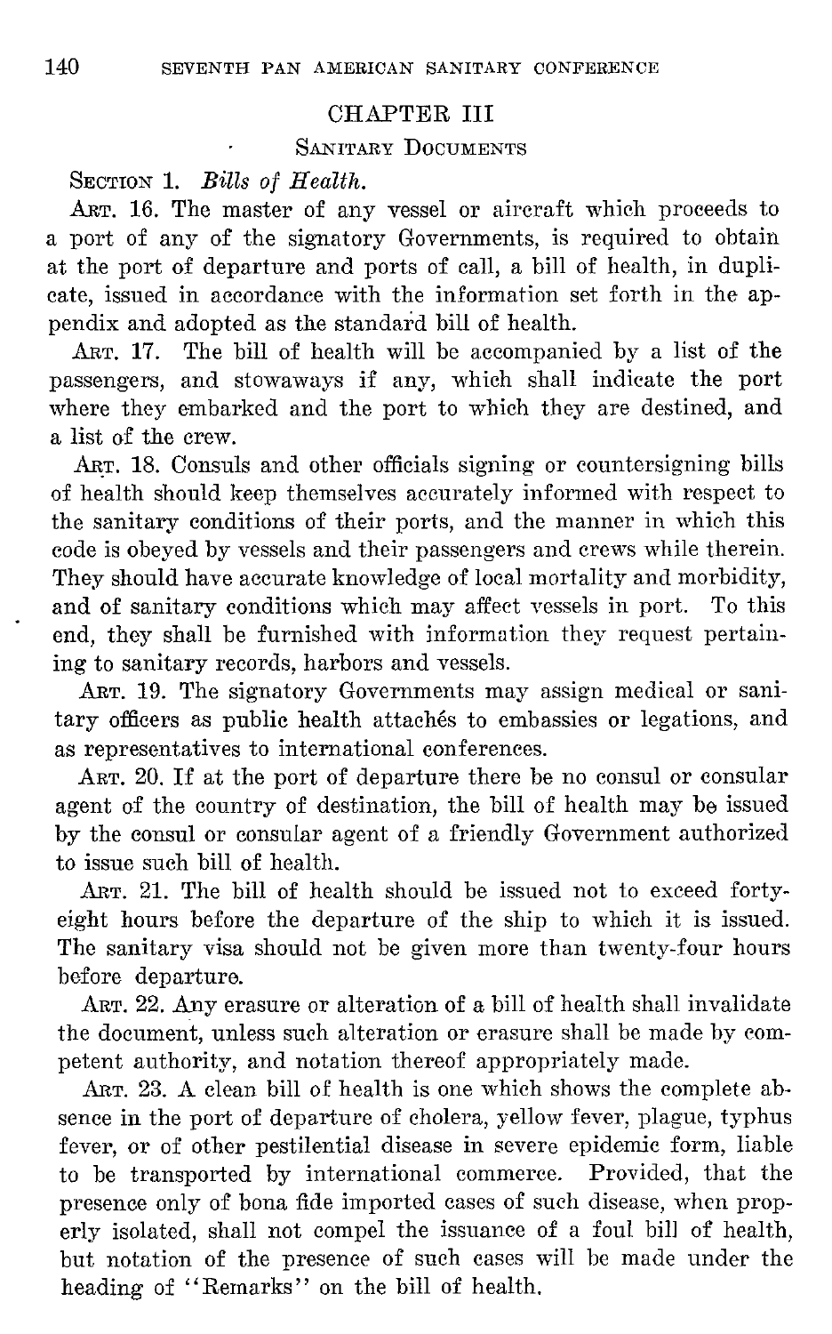## CHAPTER III

### Sanitary Documents

Section 1. *Bills of Health.*

Art. 16. The master of any vessel or aircraft which proceeds to a port of any of the signatory Governments, is required to obtain at the port of departure and ports of call, a bill of health, in duplicate, issued in accordance with the information set forth in the appendix and adopted as the standard bill of health.

Art. 17. The bill of health will be accompanied by a list of the passengers, and stowaways if any, which shall indicate the port where they embarked and the port to which they are destined, and a list of the crew.

Art. 18. Consuls and other officials signing or countersigning bills of health should keep themselves accurately informed with respect to the sanitary conditions of their ports, and the manner in which this code is obeyed by vessels and their passengers and crews while therein. They should have accurate knowledge of local mortality and morbidity, and of sanitary conditions which may affect vessels in port. To this end, they shall be furnished with information they request pertaining to sanitary records, harbors and vessels.

Art. 19. The signatory Governments may assign medical or sanitary officers as public health attachés to embassies or legations, and as representatives to international conferences.

Art. 20. If at the port of departure there be no consul or consular agent of the country of destination, the bill of health may be issued by the consul or consular agent of a friendly Government authorized to issue such bill of health.

Art. 21. The bill of health should be issued not to exceed forty-eight hours before the departure of the ship to which it is issued. The sanitary visa should not be given more than twenty-four hours before departure.

Art. 22. Any erasure or alteration of a bill of health shall invalidate the document, unless such alteration or erasure shall be made by competent authority, and notation thereof appropriately made.

Art. 23. A clean bill of health is one which shows the complete absence in the port of departure of cholera, yellow fever, plague, typhus fever, or of other pestilential disease in severe epidemic form, liable to be transported by international commerce. Provided, that the presence only of bona fide imported cases of such disease, when properly isolated, shall not compel the issuance of a foul bill of health, but notation of the presence of such cases will be made under the heading of "Remarks" on the bill of health.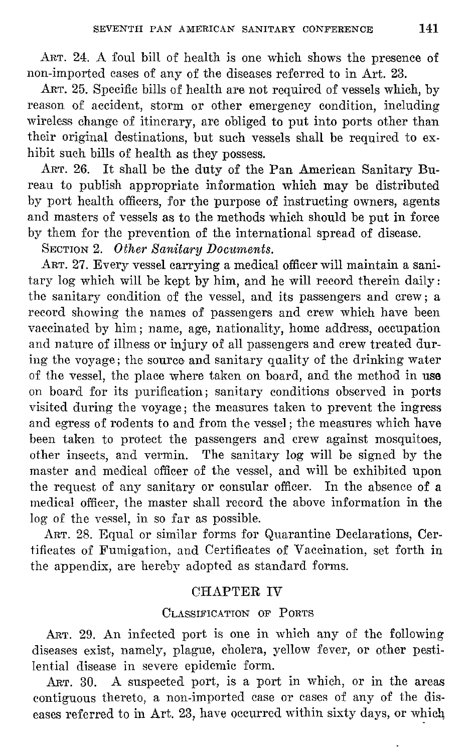ART. 24. A foul bill of health is one which shows the presence of non-imported cases of any of the diseases referred to in Art. 23.

ART. 25. Specific bills of health are not required of vessels which, by reason of accident, storm or other emergency condition, including wireless change of itinerary, are obliged to put into ports other than their original destinations, but such vessels shall be required to exhibit such bills of health as they possess.

ART. 26. It shall be the duty of the Pan American Sanitary Bureau to publish appropriate information which may be distributed by port health officers, for the purpose of instructing owners, agents and masters of vessels as to the methods which should be put in force by them for the prevention of the international spread of disease.

SECTION 2. *Other Sanitary Documents.*

ART. 27. Every vessel carrying a medical officer will maintain a sanitary log which will be kept by him, and he will record therein daily: the sanitary condition of the vessel, and its passengers and crew; a record showing the names of passengers and crew which have been vaccinated by him; name, age, nationality, home address, occupation and nature of illness or injury of all passengers and crew treated during the voyage; the source and sanitary quality of the drinking water of the vessel, the place where taken on board, and the method in use on board for its purification; sanitary conditions observed in ports visited during the voyage; the measures taken to prevent the ingress and egress of rodents to and from the vessel; the measures which have been taken to protect the passengers and crew against mosquitoes, other insects, and vermin. The sanitary log will be signed by the master and medical officer of the vessel, and will be exhibited upon the request of any sanitary or consular officer. In the absence of a medical officer, the master shall record the above information in the log of the vessel, in so far as possible.

ART. 28. Equal or similar forms for Quarantine Declarations, Certificates of Fumigation, and Certificates of Vaccination, set forth in the appendix, are hereby adopted as standard forms.

## CHAPTER IV

### CLASSIFICATION OF PORTS

ART. 29. An infected port is one in which any of the following diseases exist, namely, plague, cholera, yellow fever, or other pestilential disease in severe epidemic form.

ART. 30. A suspected port, is a port in which, or in the areas contiguous thereto, a non-imported case or cases of any of the diseases referred to in Art. 23, have occurred within sixty days, or which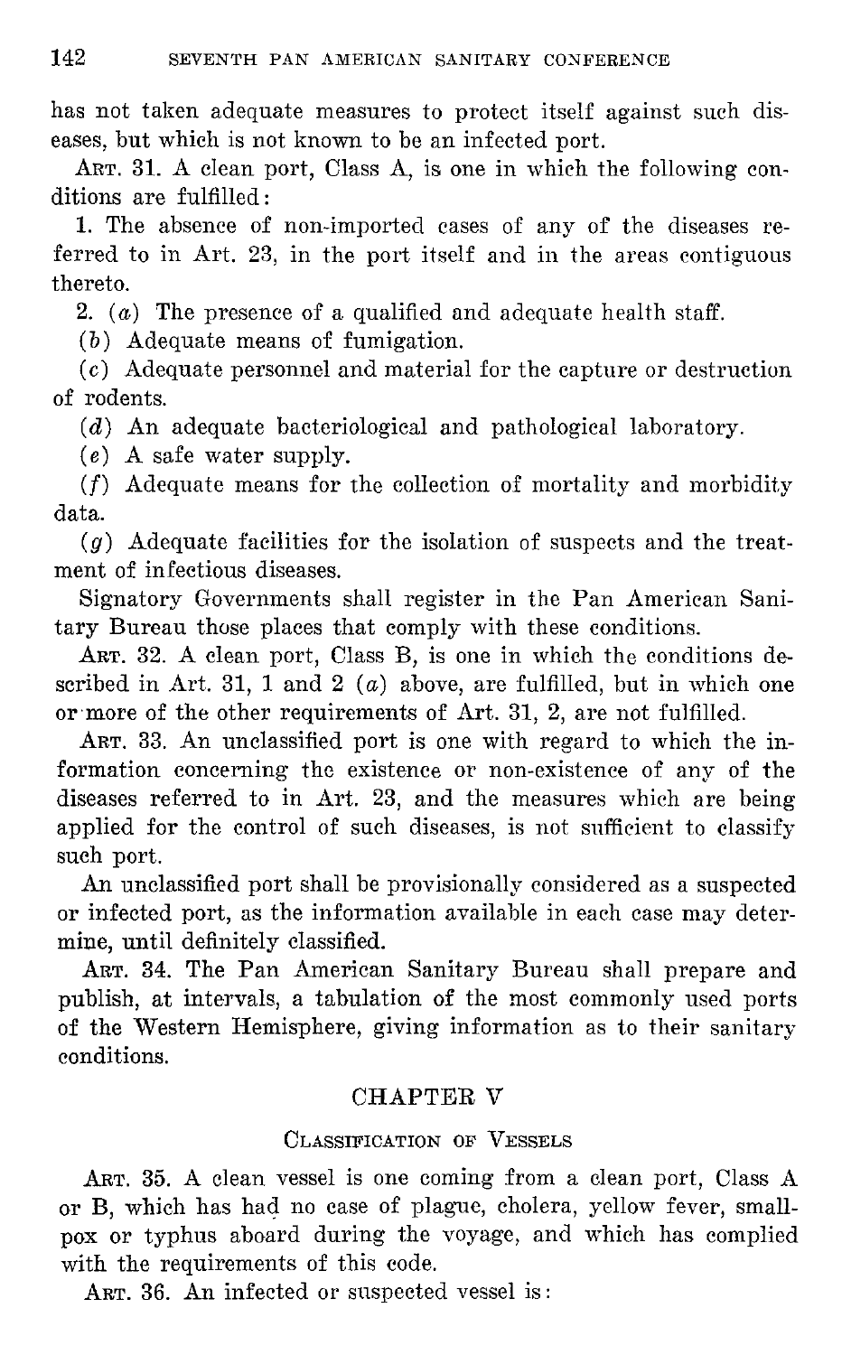has not taken adequate measures to protect itself against such diseases, but which is not known to be an infected port.

ART. 31. A clean port, Class A, is one in which the following conditions are fulfilled:

1. The absence of non-imported cases of any of the diseases referred to in Art. 23, in the port itself and in the areas contiguous thereto.

2. (*a*) The presence of a qualified and adequate health staff.

(*b*) Adequate means of fumigation.

(*c*) Adequate personnel and material for the capture or destruction of rodents.

(*d*) An adequate bacteriological and pathological laboratory.

(*e*) A safe water supply.

(*f*) Adequate means for the collection of mortality and morbidity data.

(*g*) Adequate facilities for the isolation of suspects and the treatment of infectious diseases.

Signatory Governments shall register in the Pan American Sanitary Bureau those places that comply with these conditions.

ART. 32. A clean port, Class B, is one in which the conditions described in Art. 31, 1 and 2 (*a*) above, are fulfilled, but in which one or more of the other requirements of Art. 31, 2, are not fulfilled.

ART. 33. An unclassified port is one with regard to which the information concerning the existence or non-existence of any of the diseases referred to in Art. 23, and the measures which are being applied for the control of such diseases, is not sufficient to classify such port.

An unclassified port shall be provisionally considered as a suspected or infected port, as the information available in each case may determine, until definitely classified.

ART. 34. The Pan American Sanitary Bureau shall prepare and publish, at intervals, a tabulation of the most commonly used ports of the Western Hemisphere, giving information as to their sanitary conditions.

## CHAPTER V

### CLASSIFICATION OF VESSELS

ART. 35. A clean vessel is one coming from a clean port, Class A or B, which has had no case of plague, cholera, yellow fever, smallpox or typhus aboard during the voyage, and which has complied with the requirements of this code.

ART. 36. An infected or suspected vessel is: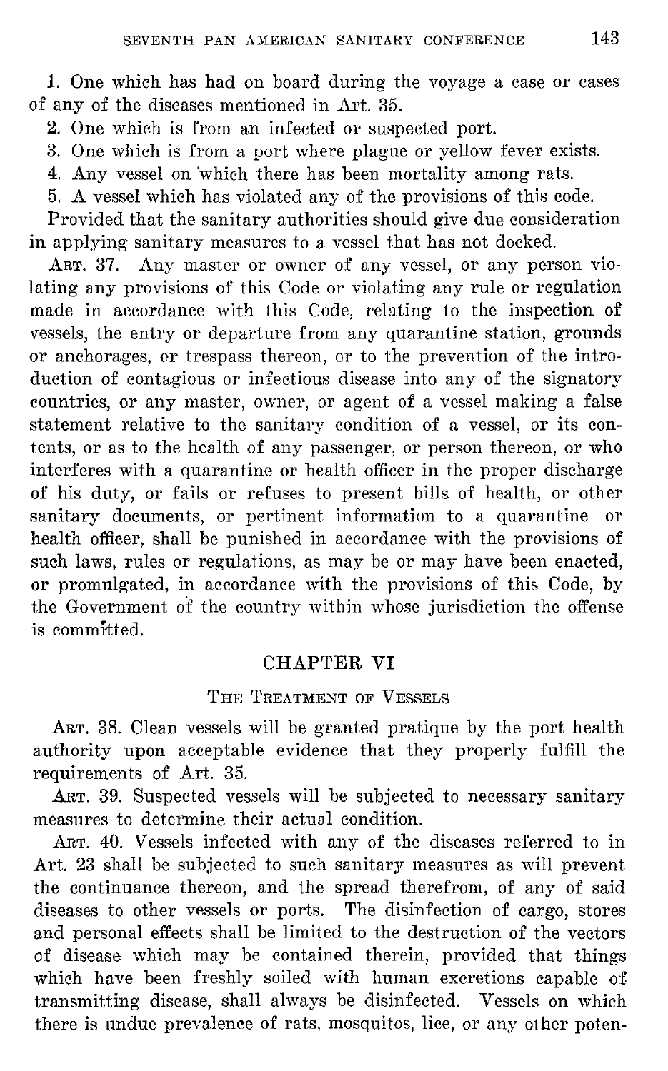1. One which has had on board during the voyage a case or cases of any of the diseases mentioned in Art. 35.

2. One which is from an infected or suspected port.

3. One which is from a port where plague or yellow fever exists.

4. Any vessel on which there has been mortality among rats.

5. A vessel which has violated any of the provisions of this code.

Provided that the sanitary authorities should give due consideration in applying sanitary measures to a vessel that has not docked.

ART. 37. Any master or owner of any vessel, or any person violating any provisions of this Code or violating any rule or regulation made in accordance with this Code, relating to the inspection of vessels, the entry or departure from any quarantine station, grounds or anchorages, or trespass thereon, or to the prevention of the introduction of contagious or infectious disease into any of the signatory countries, or any master, owner, or agent of a vessel making a false statement relative to the sanitary condition of a vessel, or its contents, or as to the health of any passenger, or person thereon, or who interferes with a quarantine or health officer in the proper discharge of his duty, or fails or refuses to present bills of health, or other sanitary documents, or pertinent information to a quarantine or health officer, shall be punished in accordance with the provisions of such laws, rules or regulations, as may be or may have been enacted, or promulgated, in accordance with the provisions of this Code, by the Government of the country within whose jurisdiction the offense is committed.

## CHAPTER VI

### THE TREATMENT OF VESSELS

ART. 38. Clean vessels will be granted pratique by the port health authority upon acceptable evidence that they properly fulfill the requirements of Art. 35.

ART. 39. Suspected vessels will be subjected to necessary sanitary measures to determine their actual condition.

ART. 40. Vessels infected with any of the diseases referred to in Art. 23 shall be subjected to such sanitary measures as will prevent the continuance thereon, and the spread therefrom, of any of said diseases to other vessels or ports. The disinfection of cargo, stores and personal effects shall be limited to the destruction of the vectors of disease which may be contained therein, provided that things which have been freshly soiled with human excretions capable of transmitting disease, shall always be disinfected. Vessels on which there is undue prevalence of rats, mosquitos, lice, or any other poten-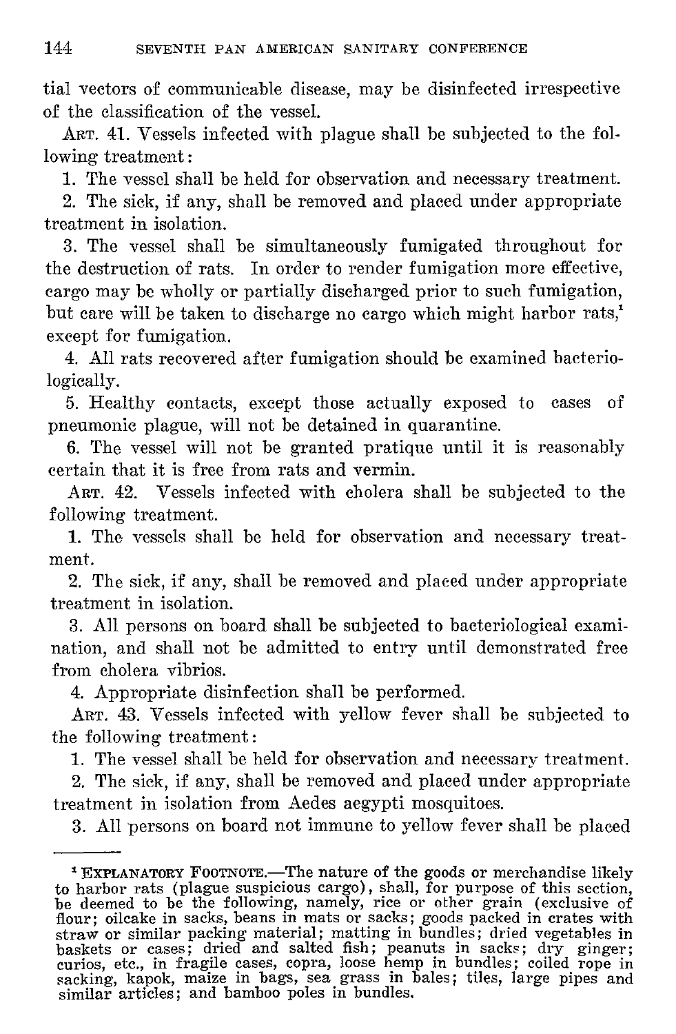tial vectors of communicable disease, may be disinfected irrespective of the classification of the vessel.

ART. 41. Vessels infected with plague shall be subjected to the following treatment:

1. The vessel shall be held for observation and necessary treatment.

2. The sick, if any, shall be removed and placed under appropriate treatment in isolation.

3. The vessel shall be simultaneously fumigated throughout for the destruction of rats. In order to render fumigation more effective, cargo may be wholly or partially discharged prior to such fumigation, but care will be taken to discharge no cargo which might harbor rats,[1] except for fumigation.

4. All rats recovered after fumigation should be examined bacteriologically.

5. Healthy contacts, except those actually exposed to cases of pneumonic plague, will not be detained in quarantine.

6. The vessel will not be granted pratique until it is reasonably certain that it is free from rats and vermin.

ART. 42. Vessels infected with cholera shall be subjected to the following treatment.

1. The vessels shall be held for observation and necessary treatment.

2. The sick, if any, shall be removed and placed under appropriate treatment in isolation.

3. All persons on board shall be subjected to bacteriological examination, and shall not be admitted to entry until demonstrated free from cholera vibrios.

4. Appropriate disinfection shall be performed.

ART. 43. Vessels infected with yellow fever shall be subjected to the following treatment:

1. The vessel shall be held for observation and necessary treatment.

2. The sick, if any, shall be removed and placed under appropriate treatment in isolation from Aedes aegypti mosquitoes.

3. All persons on board not immune to yellow fever shall be placed

---

[1] EXPLANATORY FOOTNOTE.—The nature of the goods or merchandise likely to harbor rats (plague suspicious cargo), shall, for purpose of this section, be deemed to be the following, namely, rice or other grain (exclusive of flour; oilcake in sacks, beans in mats or sacks; goods packed in crates with straw or similar packing material; matting in bundles; dried vegetables in baskets or cases; dried and salted fish; peanuts in sacks; dry ginger; curios, etc., in fragile cases, copra, loose hemp in bundles; coiled rope in sacking, kapok, maize in bags, sea grass in bales; tiles, large pipes and similar articles; and bamboo poles in bundles.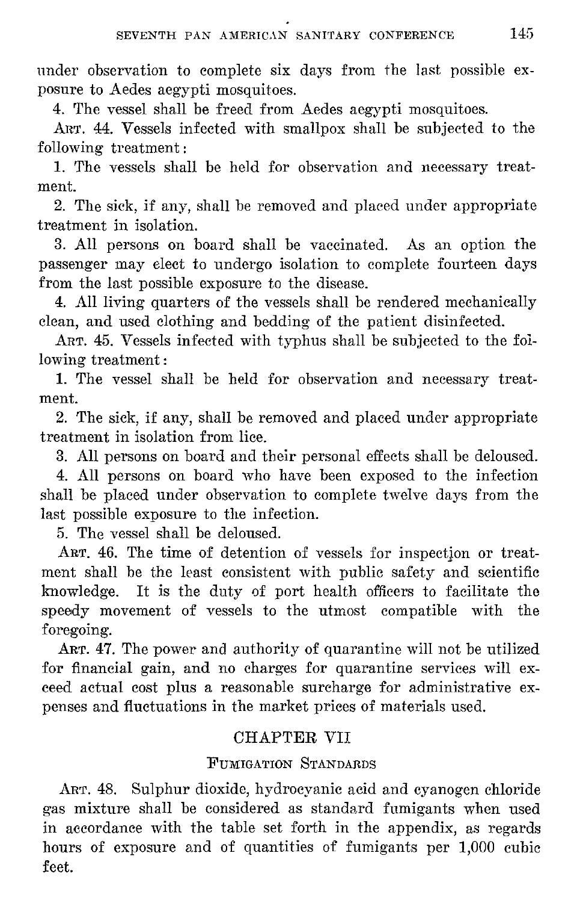under observation to complete six days from the last possible exposure to Aedes aegypti mosquitoes.

4. The vessel shall be freed from Aedes aegypti mosquitoes.

ART. 44. Vessels infected with smallpox shall be subjected to the following treatment:

1. The vessels shall be held for observation and necessary treatment.

2. The sick, if any, shall be removed and placed under appropriate treatment in isolation.

3. All persons on board shall be vaccinated. As an option the passenger may elect to undergo isolation to complete fourteen days from the last possible exposure to the disease.

4. All living quarters of the vessels shall be rendered mechanically clean, and used clothing and bedding of the patient disinfected.

ART. 45. Vessels infected with typhus shall be subjected to the following treatment:

1. The vessel shall be held for observation and necessary treatment.

2. The sick, if any, shall be removed and placed under appropriate treatment in isolation from lice.

3. All persons on board and their personal effects shall be deloused.

4. All persons on board who have been exposed to the infection shall be placed under observation to complete twelve days from the last possible exposure to the infection.

5. The vessel shall be deloused.

ART. 46. The time of detention of vessels for inspection or treatment shall be the least consistent with public safety and scientific knowledge. It is the duty of port health officers to facilitate the speedy movement of vessels to the utmost compatible with the foregoing.

ART. 47. The power and authority of quarantine will not be utilized for financial gain, and no charges for quarantine services will exceed actual cost plus a reasonable surcharge for administrative expenses and fluctuations in the market prices of materials used.

## CHAPTER VII

### FUMIGATION STANDARDS

ART. 48. Sulphur dioxide, hydrocyanic acid and cyanogen chloride gas mixture shall be considered as standard fumigants when used in accordance with the table set forth in the appendix, as regards hours of exposure and of quantities of fumigants per 1,000 cubic feet.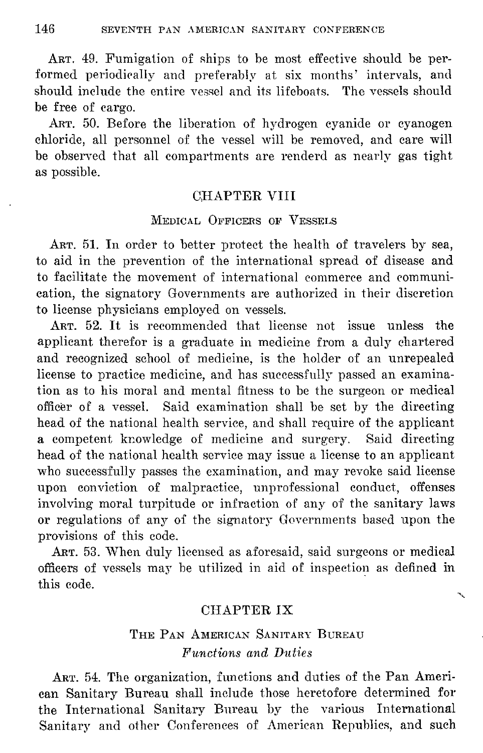ART. 49. Fumigation of ships to be most effective should be performed periodically and preferably at six months' intervals, and should include the entire vessel and its lifeboats. The vessels should be free of cargo.

ART. 50. Before the liberation of hydrogen cyanide or cyanogen chloride, all personnel of the vessel will be removed, and care will be observed that all compartments are renderd as nearly gas tight as possible.

## CHAPTER VIII

### MEDICAL OFFICERS OF VESSELS

ART. 51. In order to better protect the health of travelers by sea, to aid in the prevention of the international spread of disease and to facilitate the movement of international commerce and communication, the signatory Governments are authorized in their discretion to license physicians employed on vessels.

ART. 52. It is recommended that license not issue unless the applicant therefor is a graduate in medicine from a duly chartered and recognized school of medicine, is the holder of an unrepealed license to practice medicine, and has successfully passed an examination as to his moral and mental fitness to be the surgeon or medical officer of a vessel. Said examination shall be set by the directing head of the national health service, and shall require of the applicant a competent knowledge of medicine and surgery. Said directing head of the national health service may issue a license to an applicant who successfully passes the examination, and may revoke said license upon conviction of malpractice, unprofessional conduct, offenses involving moral turpitude or infraction of any of the sanitary laws or regulations of any of the signatory Governments based upon the provisions of this code.

ART. 53. When duly licensed as aforesaid, said surgeons or medical officers of vessels may be utilized in aid of inspection as defined in this code.

## CHAPTER IX

### THE PAN AMERICAN SANITARY BUREAU

*Functions and Duties*

ART. 54. The organization, functions and duties of the Pan American Sanitary Bureau shall include those heretofore determined for the International Sanitary Bureau by the various International Sanitary and other Conferences of American Republics, and such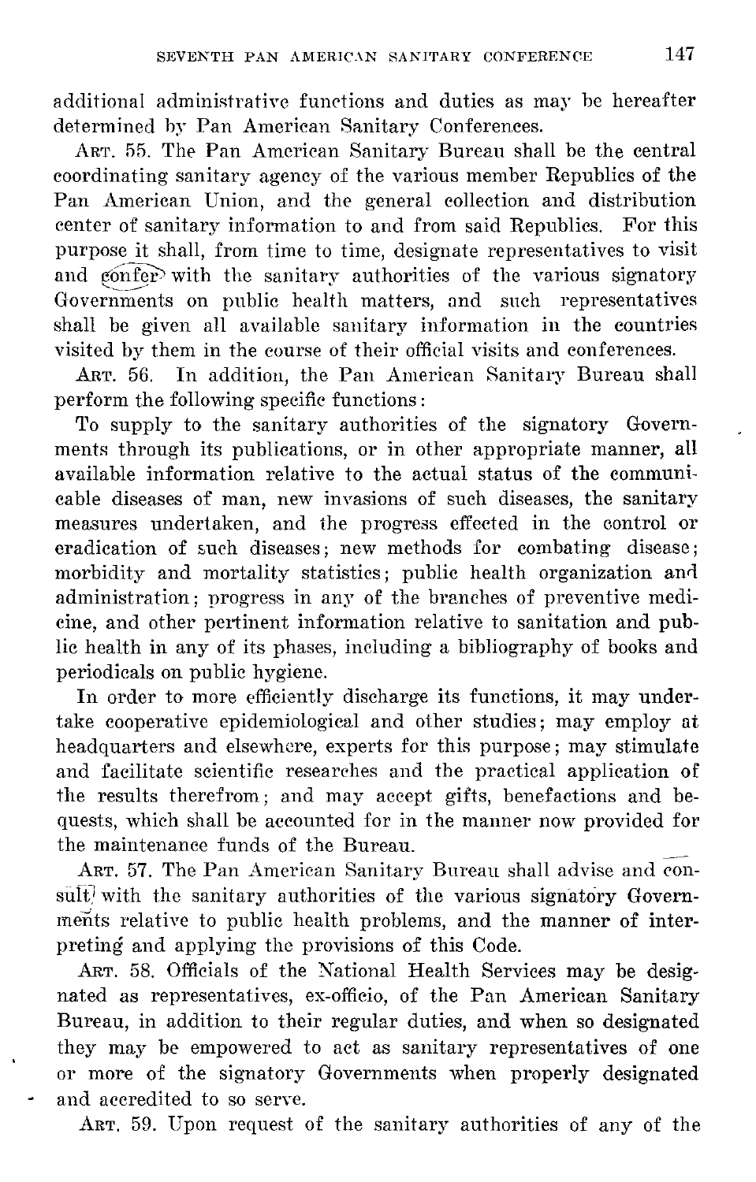additional administrative functions and duties as may be hereafter determined by Pan American Sanitary Conferences.

ART. 55. The Pan American Sanitary Bureau shall be the central coordinating sanitary agency of the various member Republics of the Pan American Union, and the general collection and distribution center of sanitary information to and from said Republics. For this purpose it shall, from time to time, designate representatives to visit and confer with the sanitary authorities of the various signatory Governments on public health matters, and such representatives shall be given all available sanitary information in the countries visited by them in the course of their official visits and conferences.

ART. 56. In addition, the Pan American Sanitary Bureau shall perform the following specific functions:

To supply to the sanitary authorities of the signatory Governments through its publications, or in other appropriate manner, all available information relative to the actual status of the communicable diseases of man, new invasions of such diseases, the sanitary measures undertaken, and the progress effected in the control or eradication of such diseases; new methods for combating disease; morbidity and mortality statistics; public health organization and administration; progress in any of the branches of preventive medicine, and other pertinent information relative to sanitation and public health in any of its phases, including a bibliography of books and periodicals on public hygiene.

In order to more efficiently discharge its functions, it may undertake cooperative epidemiological and other studies; may employ at headquarters and elsewhere, experts for this purpose; may stimulate and facilitate scientific researches and the practical application of the results therefrom; and may accept gifts, benefactions and bequests, which shall be accounted for in the manner now provided for the maintenance funds of the Bureau.

ART. 57. The Pan American Sanitary Bureau shall advise and consult with the sanitary authorities of the various signatory Governments relative to public health problems, and the manner of interpreting and applying the provisions of this Code.

ART. 58. Officials of the National Health Services may be designated as representatives, ex-officio, of the Pan American Sanitary Bureau, in addition to their regular duties, and when so designated they may be empowered to act as sanitary representatives of one or more of the signatory Governments when properly designated and accredited to so serve.

ART. 59. Upon request of the sanitary authorities of any of the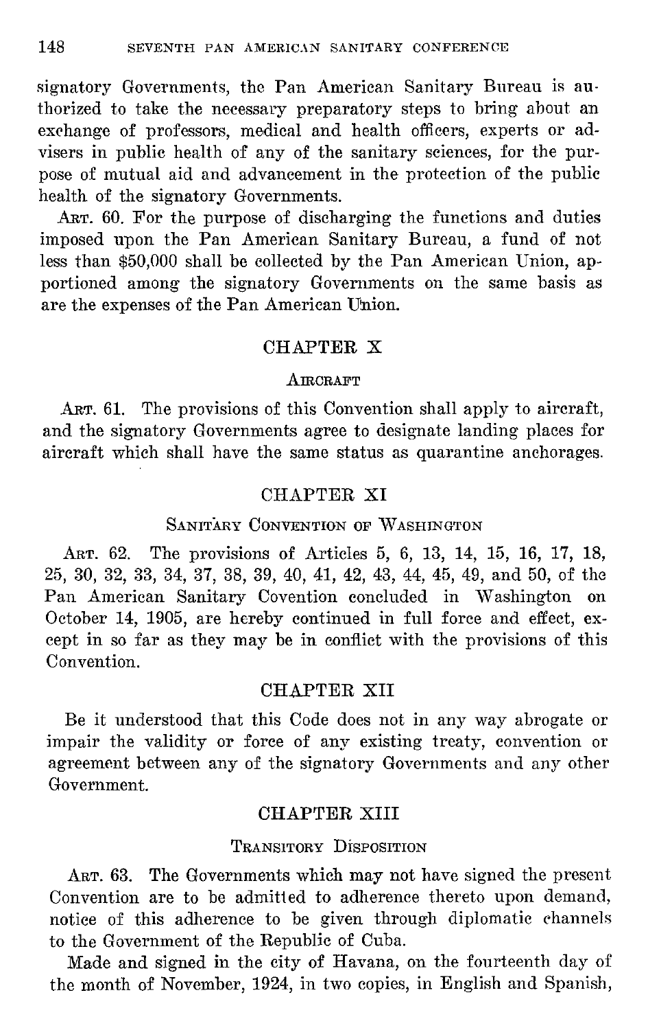signatory Governments, the Pan American Sanitary Bureau is authorized to take the necessary preparatory steps to bring about an exchange of professors, medical and health officers, experts or advisers in public health of any of the sanitary sciences, for the purpose of mutual aid and advancement in the protection of the public health of the signatory Governments.

ART. 60. For the purpose of discharging the functions and duties imposed upon the Pan American Sanitary Bureau, a fund of not less than $50,000 shall be collected by the Pan American Union, apportioned among the signatory Governments on the same basis as are the expenses of the Pan American Union.

## CHAPTER X

### AIRCRAFT

ART. 61. The provisions of this Convention shall apply to aircraft, and the signatory Governments agree to designate landing places for aircraft which shall have the same status as quarantine anchorages.

## CHAPTER XI

### SANITARY CONVENTION OF WASHINGTON

ART. 62. The provisions of Articles 5, 6, 13, 14, 15, 16, 17, 18, 25, 30, 32, 33, 34, 37, 38, 39, 40, 41, 42, 43, 44, 45, 49, and 50, of the Pan American Sanitary Covention concluded in Washington on October 14, 1905, are hereby continued in full force and effect, except in so far as they may be in conflict with the provisions of this Convention.

## CHAPTER XII

Be it understood that this Code does not in any way abrogate or impair the validity or force of any existing treaty, convention or agreement between any of the signatory Governments and any other Government.

## CHAPTER XIII

### TRANSITORY DISPOSITION

ART. 63. The Governments which may not have signed the present Convention are to be admitted to adherence thereto upon demand, notice of this adherence to be given through diplomatic channels to the Government of the Republic of Cuba.

Made and signed in the city of Havana, on the fourteenth day of the month of November, 1924, in two copies, in English and Spanish,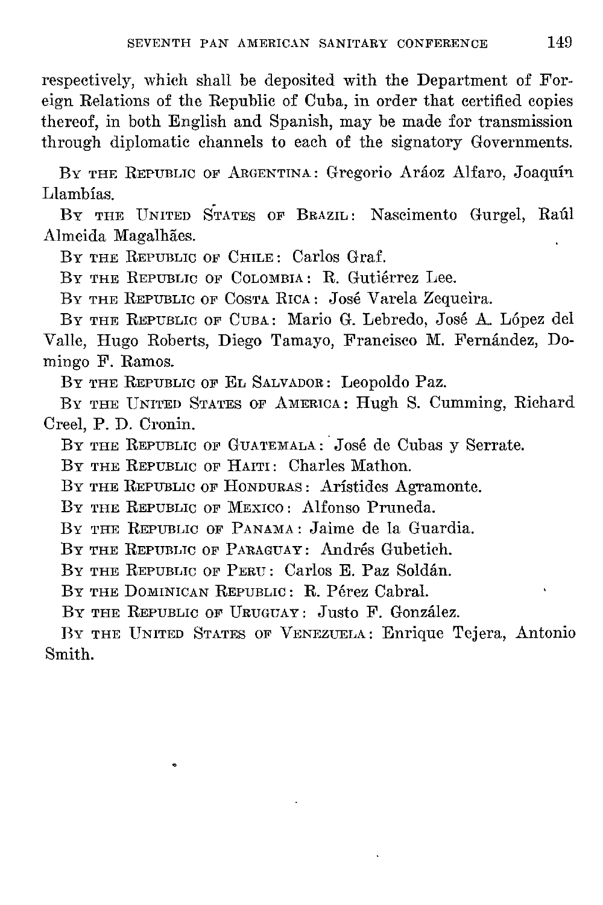respectively, which shall be deposited with the Department of Foreign Relations of the Republic of Cuba, in order that certified copies thereof, in both English and Spanish, may be made for transmission through diplomatic channels to each of the signatory Governments.

By the Republic of Argentina: Gregorio Aráoz Alfaro, Joaquín Llambías.

By the United States of Brazil: Nascimento Gurgel, Raúl Almeida Magalhães.

By the Republic of Chile: Carlos Graf.

By the Republic of Colombia: R. Gutiérrez Lee.

By the Republic of Costa Rica: José Varela Zequeira.

By the Republic of Cuba: Mario G. Lebredo, José A. López del Valle, Hugo Roberts, Diego Tamayo, Francisco M. Fernández, Domingo F. Ramos.

By the Republic of El Salvador: Leopoldo Paz.

By the United States of America: Hugh S. Cumming, Richard Creel, P. D. Cronin.

By the Republic of Guatemala: José de Cubas y Serrate.

By the Republic of Haiti: Charles Mathon.

By the Republic of Honduras: Arístides Agramonte.

By the Republic of Mexico: Alfonso Pruneda.

By the Republic of Panama: Jaime de la Guardia.

By the Republic of Paraguay: Andrés Gubetich.

By the Republic of Peru: Carlos E. Paz Soldán.

By the Dominican Republic: R. Pérez Cabral.

By the Republic of Uruguay: Justo F. González.

By the United States of Venezuela: Enrique Tejera, Antonio Smith.